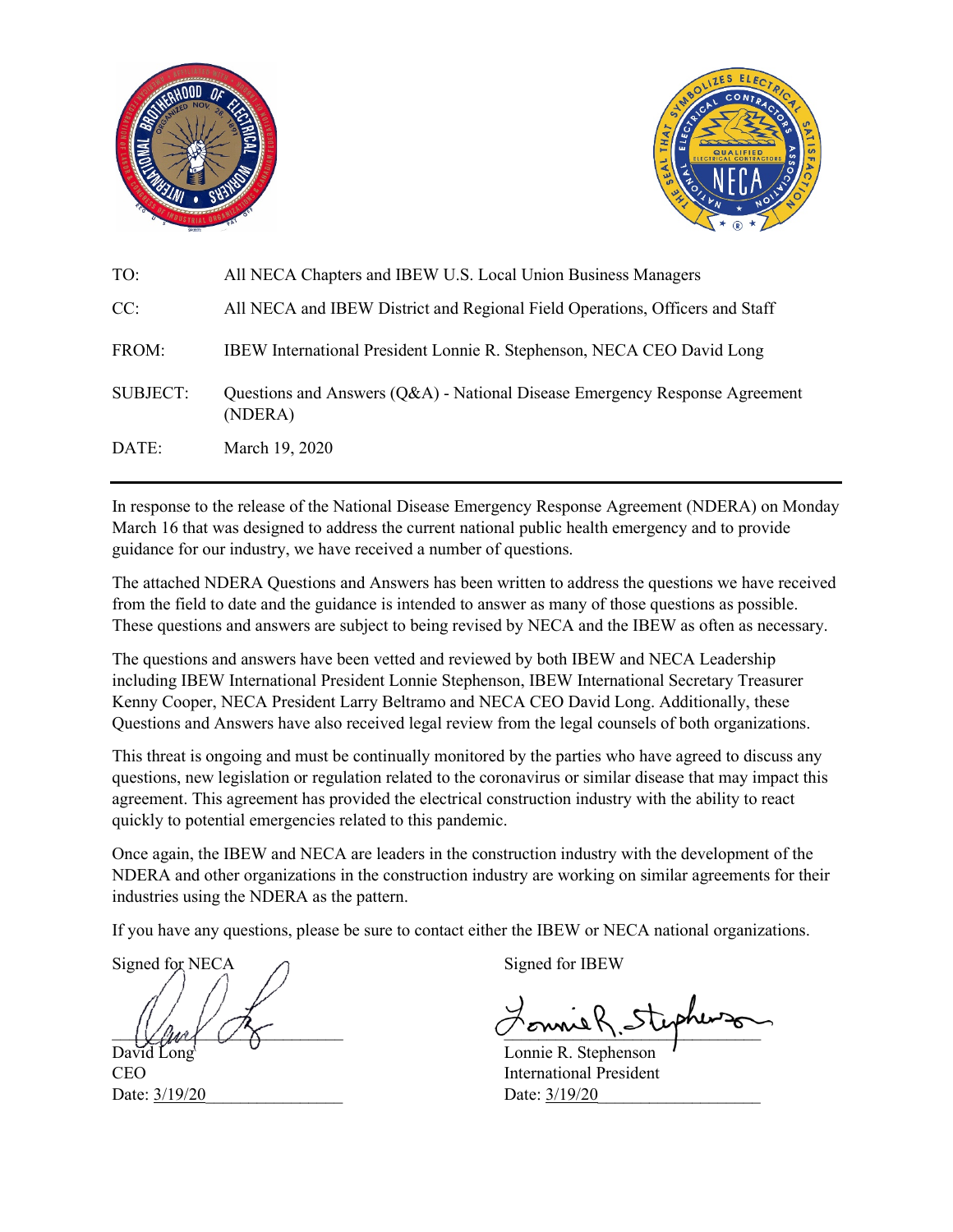| | |
|---|---|
| TO: | All NECA Chapters and IBEW U.S. Local Union Business Managers |
| CC: | All NECA and IBEW District and Regional Field Operations, Officers and Staff |
| FROM: | IBEW International President Lonnie R. Stephenson, NECA CEO David Long |
| SUBJECT: | Questions and Answers (Q&A) - National Disease Emergency Response Agreement (NDERA) |
| DATE: | March 19, 2020 |

---

In response to the release of the National Disease Emergency Response Agreement (NDERA) on Monday March 16 that was designed to address the current national public health emergency and to provide guidance for our industry, we have received a number of questions.

The attached NDERA Questions and Answers has been written to address the questions we have received from the field to date and the guidance is intended to answer as many of those questions as possible. These questions and answers are subject to being revised by NECA and the IBEW as often as necessary.

The questions and answers have been vetted and reviewed by both IBEW and NECA Leadership including IBEW International President Lonnie Stephenson, IBEW International Secretary Treasurer Kenny Cooper, NECA President Larry Beltramo and NECA CEO David Long. Additionally, these Questions and Answers have also received legal review from the legal counsels of both organizations.

This threat is ongoing and must be continually monitored by the parties who have agreed to discuss any questions, new legislation or regulation related to the coronavirus or similar disease that may impact this agreement. This agreement has provided the electrical construction industry with the ability to react quickly to potential emergencies related to this pandemic.

Once again, the IBEW and NECA are leaders in the construction industry with the development of the NDERA and other organizations in the construction industry are working on similar agreements for their industries using the NDERA as the pattern.

If you have any questions, please be sure to contact either the IBEW or NECA national organizations.

Signed for NECA

David Long
CEO
Date: 3/19/20

Signed for IBEW

Lonnie R. Stephenson
International President
Date: 3/19/20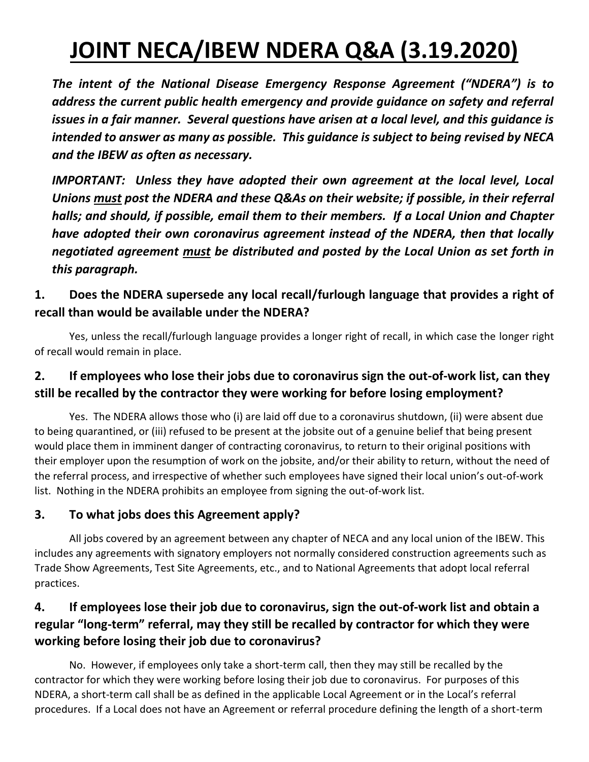# JOINT NECA/IBEW NDERA Q&A (3.19.2020)

***The intent of the National Disease Emergency Response Agreement ("NDERA") is to address the current public health emergency and provide guidance on safety and referral issues in a fair manner. Several questions have arisen at a local level, and this guidance is intended to answer as many as possible. This guidance is subject to being revised by NECA and the IBEW as often as necessary.***

***IMPORTANT: Unless they have adopted their own agreement at the local level, Local Unions must post the NDERA and these Q&As on their website; if possible, in their referral halls; and should, if possible, email them to their members. If a Local Union and Chapter have adopted their own coronavirus agreement instead of the NDERA, then that locally negotiated agreement must be distributed and posted by the Local Union as set forth in this paragraph.***

### 1. Does the NDERA supersede any local recall/furlough language that provides a right of recall than would be available under the NDERA?

Yes, unless the recall/furlough language provides a longer right of recall, in which case the longer right of recall would remain in place.

### 2. If employees who lose their jobs due to coronavirus sign the out-of-work list, can they still be recalled by the contractor they were working for before losing employment?

Yes. The NDERA allows those who (i) are laid off due to a coronavirus shutdown, (ii) were absent due to being quarantined, or (iii) refused to be present at the jobsite out of a genuine belief that being present would place them in imminent danger of contracting coronavirus, to return to their original positions with their employer upon the resumption of work on the jobsite, and/or their ability to return, without the need of the referral process, and irrespective of whether such employees have signed their local union's out-of-work list. Nothing in the NDERA prohibits an employee from signing the out-of-work list.

### 3. To what jobs does this Agreement apply?

All jobs covered by an agreement between any chapter of NECA and any local union of the IBEW. This includes any agreements with signatory employers not normally considered construction agreements such as Trade Show Agreements, Test Site Agreements, etc., and to National Agreements that adopt local referral practices.

### 4. If employees lose their job due to coronavirus, sign the out-of-work list and obtain a regular "long-term" referral, may they still be recalled by contractor for which they were working before losing their job due to coronavirus?

No. However, if employees only take a short-term call, then they may still be recalled by the contractor for which they were working before losing their job due to coronavirus. For purposes of this NDERA, a short-term call shall be as defined in the applicable Local Agreement or in the Local's referral procedures. If a Local does not have an Agreement or referral procedure defining the length of a short-term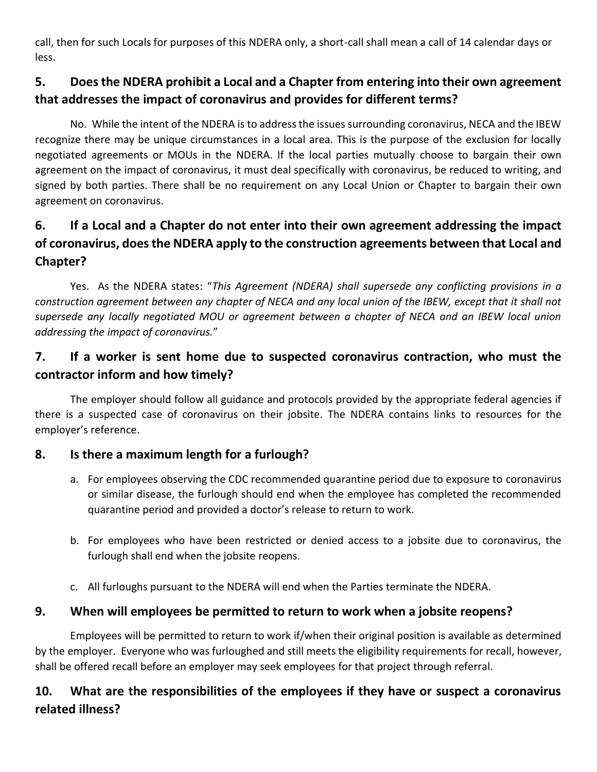call, then for such Locals for purposes of this NDERA only, a short-call shall mean a call of 14 calendar days or less.

## 5. Does the NDERA prohibit a Local and a Chapter from entering into their own agreement that addresses the impact of coronavirus and provides for different terms?

No. While the intent of the NDERA is to address the issues surrounding coronavirus, NECA and the IBEW recognize there may be unique circumstances in a local area. This is the purpose of the exclusion for locally negotiated agreements or MOUs in the NDERA. If the local parties mutually choose to bargain their own agreement on the impact of coronavirus, it must deal specifically with coronavirus, be reduced to writing, and signed by both parties. There shall be no requirement on any Local Union or Chapter to bargain their own agreement on coronavirus.

## 6. If a Local and a Chapter do not enter into their own agreement addressing the impact of coronavirus, does the NDERA apply to the construction agreements between that Local and Chapter?

Yes. As the NDERA states: "*This Agreement (NDERA) shall supersede any conflicting provisions in a construction agreement between any chapter of NECA and any local union of the IBEW, except that it shall not supersede any locally negotiated MOU or agreement between a chapter of NECA and an IBEW local union addressing the impact of coronavirus.*"

## 7. If a worker is sent home due to suspected coronavirus contraction, who must the contractor inform and how timely?

The employer should follow all guidance and protocols provided by the appropriate federal agencies if there is a suspected case of coronavirus on their jobsite. The NDERA contains links to resources for the employer's reference.

## 8. Is there a maximum length for a furlough?

a. For employees observing the CDC recommended quarantine period due to exposure to coronavirus or similar disease, the furlough should end when the employee has completed the recommended quarantine period and provided a doctor's release to return to work.

b. For employees who have been restricted or denied access to a jobsite due to coronavirus, the furlough shall end when the jobsite reopens.

c. All furloughs pursuant to the NDERA will end when the Parties terminate the NDERA.

## 9. When will employees be permitted to return to work when a jobsite reopens?

Employees will be permitted to return to work if/when their original position is available as determined by the employer. Everyone who was furloughed and still meets the eligibility requirements for recall, however, shall be offered recall before an employer may seek employees for that project through referral.

## 10. What are the responsibilities of the employees if they have or suspect a coronavirus related illness?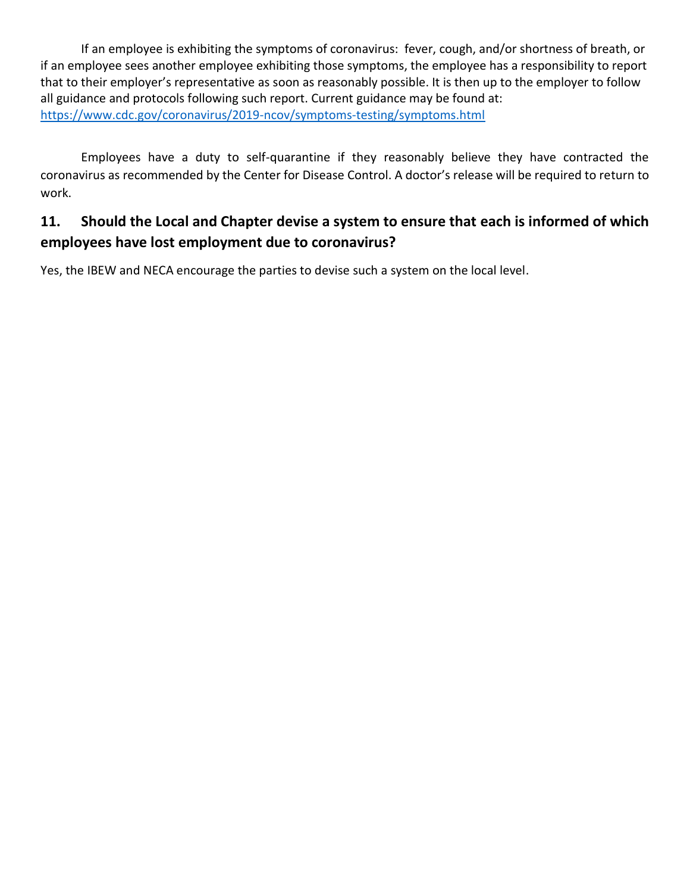If an employee is exhibiting the symptoms of coronavirus: fever, cough, and/or shortness of breath, or if an employee sees another employee exhibiting those symptoms, the employee has a responsibility to report that to their employer's representative as soon as reasonably possible. It is then up to the employer to follow all guidance and protocols following such report. Current guidance may be found at: https://www.cdc.gov/coronavirus/2019-ncov/symptoms-testing/symptoms.html

Employees have a duty to self-quarantine if they reasonably believe they have contracted the coronavirus as recommended by the Center for Disease Control. A doctor's release will be required to return to work.

## 11. Should the Local and Chapter devise a system to ensure that each is informed of which employees have lost employment due to coronavirus?

Yes, the IBEW and NECA encourage the parties to devise such a system on the local level.